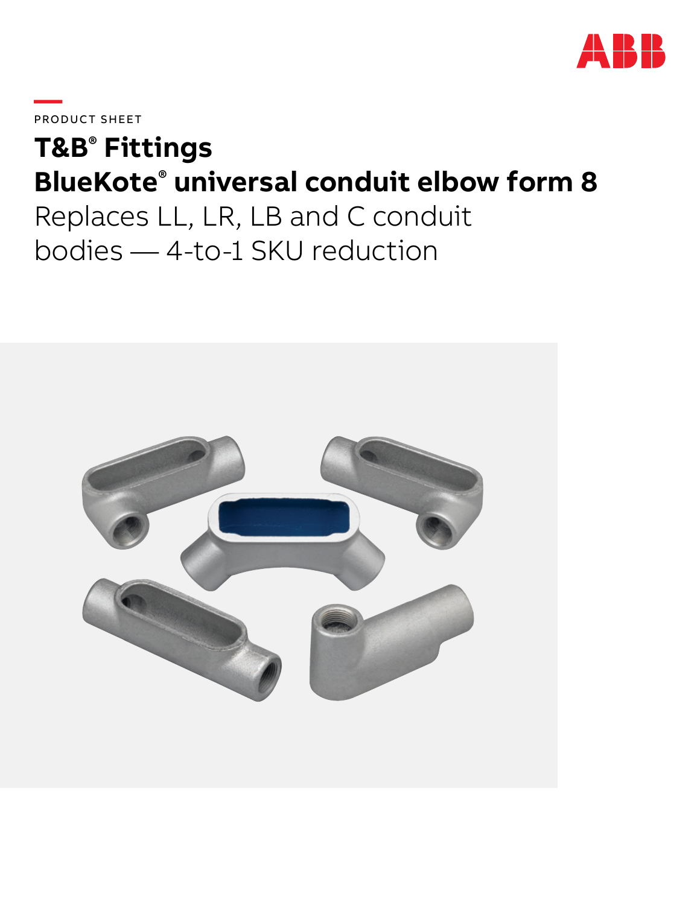PRODUCT SHEET

# T&B® Fittings
# BlueKote® universal conduit elbow form 8

Replaces LL, LR, LB and C conduit bodies — 4-to-1 SKU reduction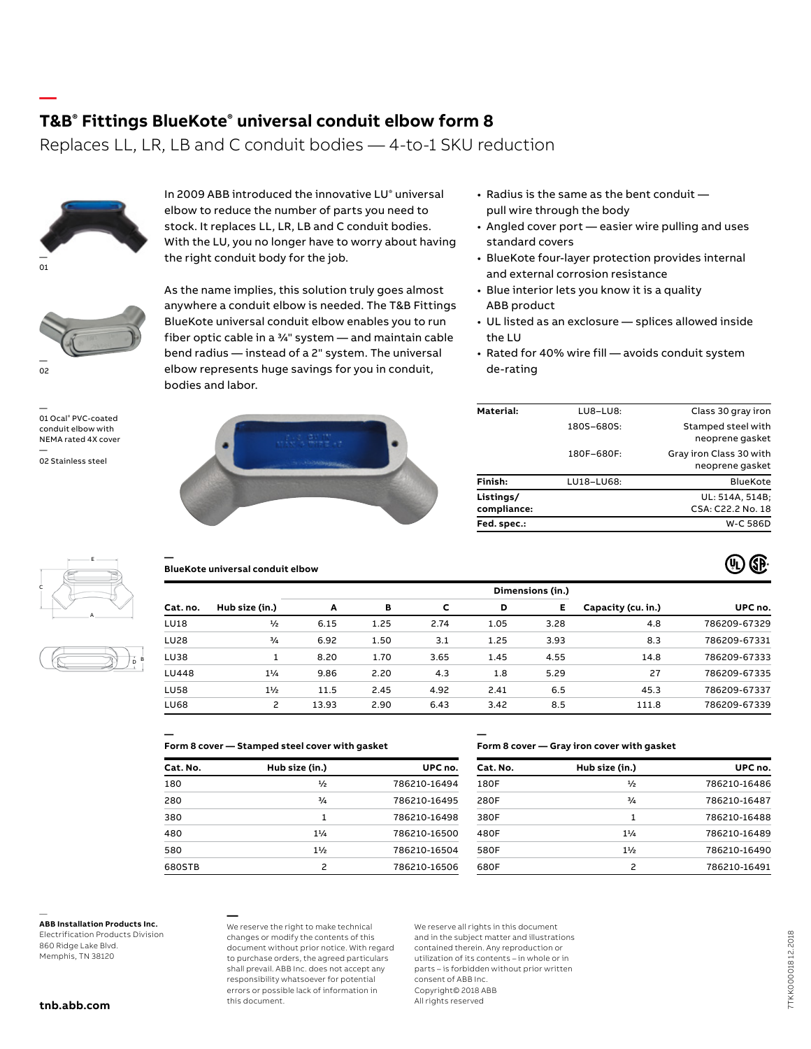# T&B® Fittings BlueKote® universal conduit elbow form 8

Replaces LL, LR, LB and C conduit bodies — 4-to-1 SKU reduction

01

02

01 Ocal® PVC-coated conduit elbow with NEMA rated 4X cover

02 Stainless steel

In 2009 ABB introduced the innovative LU® universal elbow to reduce the number of parts you need to stock. It replaces LL, LR, LB and C conduit bodies. With the LU, you no longer have to worry about having the right conduit body for the job.

As the name implies, this solution truly goes almost anywhere a conduit elbow is needed. The T&B Fittings BlueKote universal conduit elbow enables you to run fiber optic cable in a ¾" system — and maintain cable bend radius — instead of a 2" system. The universal elbow represents huge savings for you in conduit, bodies and labor.

- Radius is the same as the bent conduit — pull wire through the body
- Angled cover port — easier wire pulling and uses standard covers
- BlueKote four-layer protection provides internal and external corrosion resistance
- Blue interior lets you know it is a quality ABB product
- UL listed as an exclosure — splices allowed inside the LU
- Rated for 40% wire fill — avoids conduit system de-rating

| | | |
|---|---|---|
| **Material:** | LU8–LU8: | Class 30 gray iron |
| | 180S–680S: | Stamped steel with neoprene gasket |
| | 180F–680F: | Gray iron Class 30 with neoprene gasket |
| **Finish:** | LU18–LU68: | BlueKote |
| **Listings/ compliance:** | | UL: 514A, 514B; CSA: C22.2 No. 18 |
| **Fed. spec.:** | | W-C 586D |

**BlueKote universal conduit elbow**

| | | Dimensions (in.) | | | | | | |
|---|---|---|---|---|---|---|---|---|
| **Cat. no.** | **Hub size (in.)** | **A** | **B** | **C** | **D** | **E** | **Capacity (cu. in.)** | **UPC no.** |
| LU18 | ½ | 6.15 | 1.25 | 2.74 | 1.05 | 3.28 | 4.8 | 786209-67329 |
| LU28 | ¾ | 6.92 | 1.50 | 3.1 | 1.25 | 3.93 | 8.3 | 786209-67331 |
| LU38 | 1 | 8.20 | 1.70 | 3.65 | 1.45 | 4.55 | 14.8 | 786209-67333 |
| LU448 | 1¼ | 9.86 | 2.20 | 4.3 | 1.8 | 5.29 | 27 | 786209-67335 |
| LU58 | 1½ | 11.5 | 2.45 | 4.92 | 2.41 | 6.5 | 45.3 | 786209-67337 |
| LU68 | 2 | 13.93 | 2.90 | 6.43 | 3.42 | 8.5 | 111.8 | 786209-67339 |

**Form 8 cover — Stamped steel cover with gasket**

| Cat. No. | Hub size (in.) | UPC no. |
|---|---|---|
| 180 | ½ | 786210-16494 |
| 280 | ¾ | 786210-16495 |
| 380 | 1 | 786210-16498 |
| 480 | 1¼ | 786210-16500 |
| 580 | 1½ | 786210-16504 |
| 680STB | 2 | 786210-16506 |

**Form 8 cover — Gray iron cover with gasket**

| Cat. No. | Hub size (in.) | UPC no. |
|---|---|---|
| 180F | ½ | 786210-16486 |
| 280F | ¾ | 786210-16487 |
| 380F | 1 | 786210-16488 |
| 480F | 1¼ | 786210-16489 |
| 580F | 1½ | 786210-16490 |
| 680F | 2 | 786210-16491 |

**ABB Installation Products Inc.**
Electrification Products Division
860 Ridge Lake Blvd.
Memphis, TN 38120

**tnb.abb.com**

We reserve the right to make technical changes or modify the contents of this document without prior notice. With regard to purchase orders, the agreed particulars shall prevail. ABB Inc. does not accept any responsibility whatsoever for potential errors or possible lack of information in this document.

We reserve all rights in this document and in the subject matter and illustrations contained therein. Any reproduction or utilization of its contents – in whole or in parts – is forbidden without prior written consent of ABB Inc.
Copyright© 2018 ABB
All rights reserved

7TKK000018 12.2018